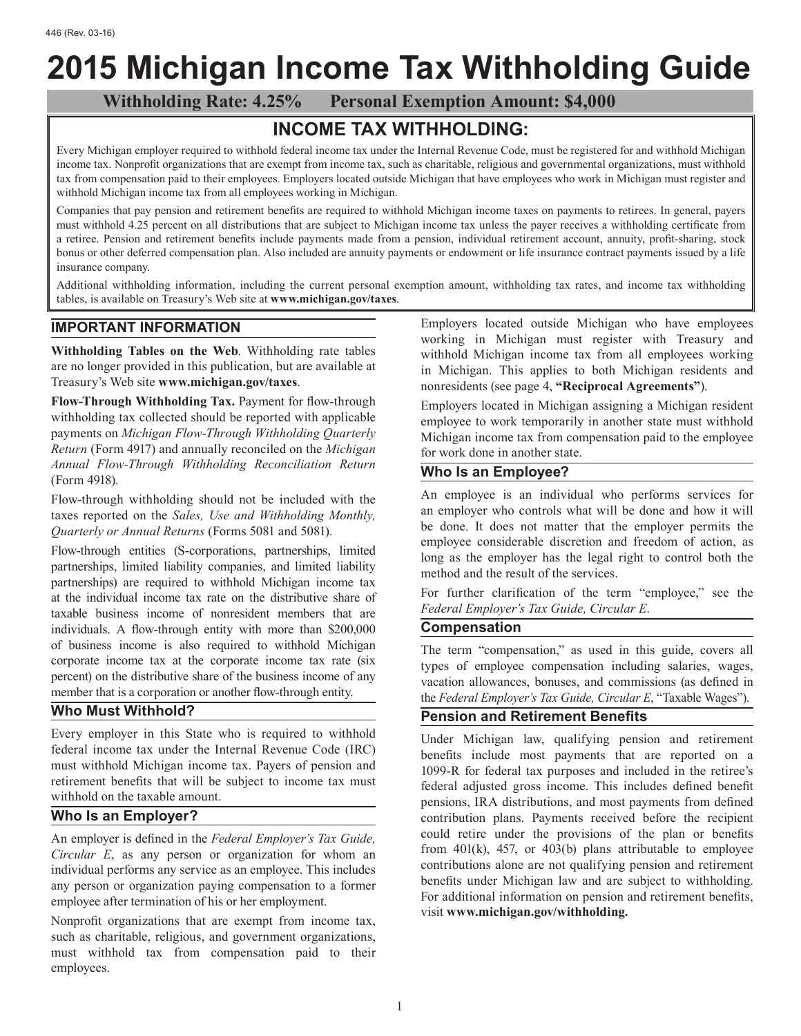446 (Rev. 03-16)

# 2015 Michigan Income Tax Withholding Guide

**Withholding Rate: 4.25%     Personal Exemption Amount: $4,000**

## INCOME TAX WITHHOLDING:

Every Michigan employer required to withhold federal income tax under the Internal Revenue Code, must be registered for and withhold Michigan income tax. Nonprofit organizations that are exempt from income tax, such as charitable, religious and governmental organizations, must withhold tax from compensation paid to their employees. Employers located outside Michigan that have employees who work in Michigan must register and withhold Michigan income tax from all employees working in Michigan.

Companies that pay pension and retirement benefits are required to withhold Michigan income taxes on payments to retirees. In general, payers must withhold 4.25 percent on all distributions that are subject to Michigan income tax unless the payer receives a withholding certificate from a retiree. Pension and retirement benefits include payments made from a pension, individual retirement account, annuity, profit-sharing, stock bonus or other deferred compensation plan. Also included are annuity payments or endowment or life insurance contract payments issued by a life insurance company.

Additional withholding information, including the current personal exemption amount, withholding tax rates, and income tax withholding tables, is available on Treasury's Web site at **www.michigan.gov/taxes**.

## IMPORTANT INFORMATION

**Withholding Tables on the Web**. Withholding rate tables are no longer provided in this publication, but are available at Treasury's Web site **www.michigan.gov/taxes**.

**Flow-Through Withholding Tax.** Payment for flow-through withholding tax collected should be reported with applicable payments on *Michigan Flow-Through Withholding Quarterly Return* (Form 4917) and annually reconciled on the *Michigan Annual Flow-Through Withholding Reconciliation Return* (Form 4918).

Flow-through withholding should not be included with the taxes reported on the *Sales, Use and Withholding Monthly, Quarterly or Annual Returns* (Forms 5081 and 5081).

Flow-through entities (S-corporations, partnerships, limited partnerships, limited liability companies, and limited liability partnerships) are required to withhold Michigan income tax at the individual income tax rate on the distributive share of taxable business income of nonresident members that are individuals. A flow-through entity with more than $200,000 of business income is also required to withhold Michigan corporate income tax at the corporate income tax rate (six percent) on the distributive share of the business income of any member that is a corporation or another flow-through entity.

### Who Must Withhold?

Every employer in this State who is required to withhold federal income tax under the Internal Revenue Code (IRC) must withhold Michigan income tax. Payers of pension and retirement benefits that will be subject to income tax must withhold on the taxable amount.

### Who Is an Employer?

An employer is defined in the *Federal Employer's Tax Guide, Circular E*, as any person or organization for whom an individual performs any service as an employee. This includes any person or organization paying compensation to a former employee after termination of his or her employment.

Nonprofit organizations that are exempt from income tax, such as charitable, religious, and government organizations, must withhold tax from compensation paid to their employees.

Employers located outside Michigan who have employees working in Michigan must register with Treasury and withhold Michigan income tax from all employees working in Michigan. This applies to both Michigan residents and nonresidents (see page 4, **"Reciprocal Agreements"**).

Employers located in Michigan assigning a Michigan resident employee to work temporarily in another state must withhold Michigan income tax from compensation paid to the employee for work done in another state.

### Who Is an Employee?

An employee is an individual who performs services for an employer who controls what will be done and how it will be done. It does not matter that the employer permits the employee considerable discretion and freedom of action, as long as the employer has the legal right to control both the method and the result of the services.

For further clarification of the term "employee," see the *Federal Employer's Tax Guide, Circular E*.

### Compensation

The term "compensation," as used in this guide, covers all types of employee compensation including salaries, wages, vacation allowances, bonuses, and commissions (as defined in the *Federal Employer's Tax Guide, Circular E*, "Taxable Wages").

### Pension and Retirement Benefits

Under Michigan law, qualifying pension and retirement benefits include most payments that are reported on a 1099-R for federal tax purposes and included in the retiree's federal adjusted gross income. This includes defined benefit pensions, IRA distributions, and most payments from defined contribution plans. Payments received before the recipient could retire under the provisions of the plan or benefits from 401(k), 457, or 403(b) plans attributable to employee contributions alone are not qualifying pension and retirement benefits under Michigan law and are subject to withholding. For additional information on pension and retirement benefits, visit **www.michigan.gov/withholding.**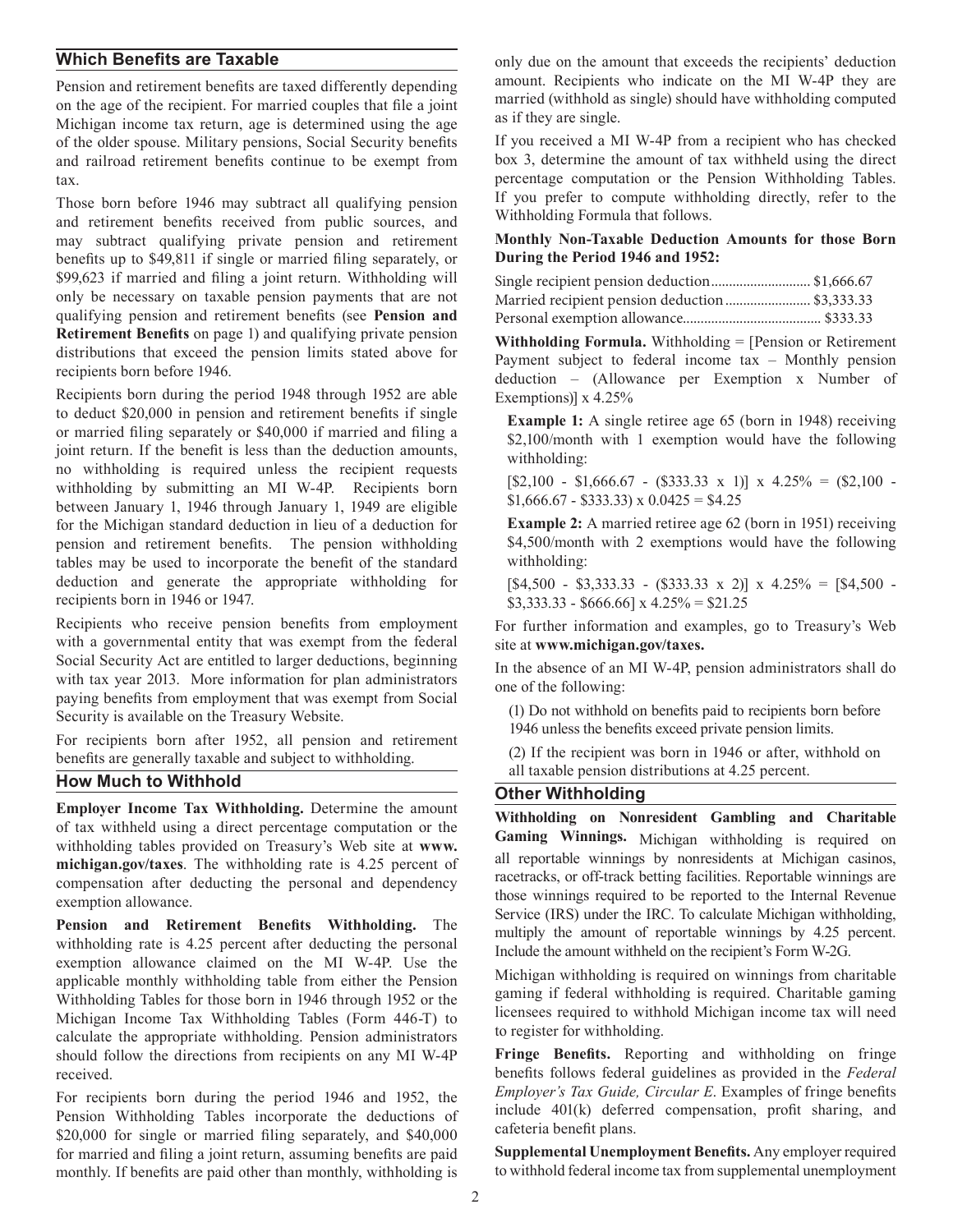## Which Benefits are Taxable

Pension and retirement benefits are taxed differently depending on the age of the recipient. For married couples that file a joint Michigan income tax return, age is determined using the age of the older spouse. Military pensions, Social Security benefits and railroad retirement benefits continue to be exempt from tax.

Those born before 1946 may subtract all qualifying pension and retirement benefits received from public sources, and may subtract qualifying private pension and retirement benefits up to $49,811 if single or married filing separately, or $99,623 if married and filing a joint return. Withholding will only be necessary on taxable pension payments that are not qualifying pension and retirement benefits (see **Pension and Retirement Benefits** on page 1) and qualifying private pension distributions that exceed the pension limits stated above for recipients born before 1946.

Recipients born during the period 1948 through 1952 are able to deduct $20,000 in pension and retirement benefits if single or married filing separately or $40,000 if married and filing a joint return. If the benefit is less than the deduction amounts, no withholding is required unless the recipient requests withholding by submitting an MI W-4P. Recipients born between January 1, 1946 through January 1, 1949 are eligible for the Michigan standard deduction in lieu of a deduction for pension and retirement benefits. The pension withholding tables may be used to incorporate the benefit of the standard deduction and generate the appropriate withholding for recipients born in 1946 or 1947.

Recipients who receive pension benefits from employment with a governmental entity that was exempt from the federal Social Security Act are entitled to larger deductions, beginning with tax year 2013. More information for plan administrators paying benefits from employment that was exempt from Social Security is available on the Treasury Website.

For recipients born after 1952, all pension and retirement benefits are generally taxable and subject to withholding.

## How Much to Withhold

**Employer Income Tax Withholding.** Determine the amount of tax withheld using a direct percentage computation or the withholding tables provided on Treasury's Web site at **www.michigan.gov/taxes**. The withholding rate is 4.25 percent of compensation after deducting the personal and dependency exemption allowance.

**Pension and Retirement Benefits Withholding.** The withholding rate is 4.25 percent after deducting the personal exemption allowance claimed on the MI W-4P. Use the applicable monthly withholding table from either the Pension Withholding Tables for those born in 1946 through 1952 or the Michigan Income Tax Withholding Tables (Form 446-T) to calculate the appropriate withholding. Pension administrators should follow the directions from recipients on any MI W-4P received.

For recipients born during the period 1946 and 1952, the Pension Withholding Tables incorporate the deductions of $20,000 for single or married filing separately, and $40,000 for married and filing a joint return, assuming benefits are paid monthly. If benefits are paid other than monthly, withholding is only due on the amount that exceeds the recipients' deduction amount. Recipients who indicate on the MI W-4P they are married (withhold as single) should have withholding computed as if they are single.

If you received a MI W-4P from a recipient who has checked box 3, determine the amount of tax withheld using the direct percentage computation or the Pension Withholding Tables. If you prefer to compute withholding directly, refer to the Withholding Formula that follows.

**Monthly Non-Taxable Deduction Amounts for those Born During the Period 1946 and 1952:**

Single recipient pension deduction............................ $1,666.67
Married recipient pension deduction........................ $3,333.33
Personal exemption allowance...................................... $333.33

**Withholding Formula.** Withholding = [Pension or Retirement Payment subject to federal income tax – Monthly pension deduction – (Allowance per Exemption x Number of Exemptions)] x 4.25%

**Example 1:** A single retiree age 65 (born in 1948) receiving $2,100/month with 1 exemption would have the following withholding:

[$2,100 - $1,666.67 - ($333.33 x 1)] x 4.25% = ($2,100 - $1,666.67 - $333.33) x 0.0425 = $4.25

**Example 2:** A married retiree age 62 (born in 1951) receiving $4,500/month with 2 exemptions would have the following withholding:

[$4,500 - $3,333.33 - ($333.33 x 2)] x 4.25% = [$4,500 - $3,333.33 - $666.66] x 4.25% = $21.25

For further information and examples, go to Treasury's Web site at **www.michigan.gov/taxes.**

In the absence of an MI W-4P, pension administrators shall do one of the following:

(1) Do not withhold on benefits paid to recipients born before 1946 unless the benefits exceed private pension limits.

(2) If the recipient was born in 1946 or after, withhold on all taxable pension distributions at 4.25 percent.

## Other Withholding

**Withholding on Nonresident Gambling and Charitable Gaming Winnings.** Michigan withholding is required on all reportable winnings by nonresidents at Michigan casinos, racetracks, or off-track betting facilities. Reportable winnings are those winnings required to be reported to the Internal Revenue Service (IRS) under the IRC. To calculate Michigan withholding, multiply the amount of reportable winnings by 4.25 percent. Include the amount withheld on the recipient's Form W-2G.

Michigan withholding is required on winnings from charitable gaming if federal withholding is required. Charitable gaming licensees required to withhold Michigan income tax will need to register for withholding.

**Fringe Benefits.** Reporting and withholding on fringe benefits follows federal guidelines as provided in the *Federal Employer's Tax Guide, Circular E*. Examples of fringe benefits include 401(k) deferred compensation, profit sharing, and cafeteria benefit plans.

**Supplemental Unemployment Benefits.** Any employer required to withhold federal income tax from supplemental unemployment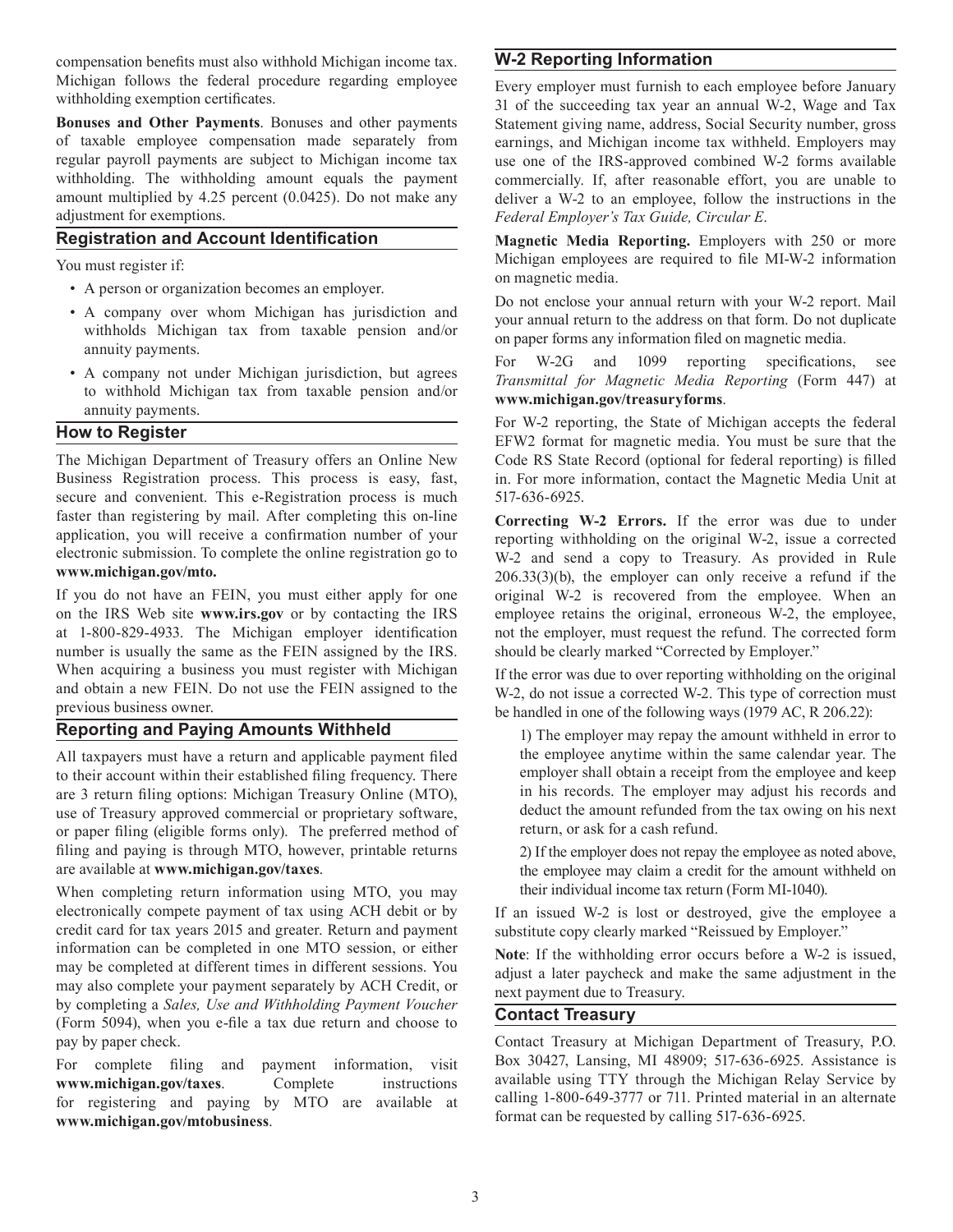compensation benefits must also withhold Michigan income tax. Michigan follows the federal procedure regarding employee withholding exemption certificates.

**Bonuses and Other Payments**. Bonuses and other payments of taxable employee compensation made separately from regular payroll payments are subject to Michigan income tax withholding. The withholding amount equals the payment amount multiplied by 4.25 percent (0.0425). Do not make any adjustment for exemptions.

## Registration and Account Identification

You must register if:

- A person or organization becomes an employer.
- A company over whom Michigan has jurisdiction and withholds Michigan tax from taxable pension and/or annuity payments.
- A company not under Michigan jurisdiction, but agrees to withhold Michigan tax from taxable pension and/or annuity payments.

## How to Register

The Michigan Department of Treasury offers an Online New Business Registration process. This process is easy, fast, secure and convenient. This e-Registration process is much faster than registering by mail. After completing this on-line application, you will receive a confirmation number of your electronic submission. To complete the online registration go to **www.michigan.gov/mto.**

If you do not have an FEIN, you must either apply for one on the IRS Web site **www.irs.gov** or by contacting the IRS at 1-800-829-4933. The Michigan employer identification number is usually the same as the FEIN assigned by the IRS. When acquiring a business you must register with Michigan and obtain a new FEIN. Do not use the FEIN assigned to the previous business owner.

## Reporting and Paying Amounts Withheld

All taxpayers must have a return and applicable payment filed to their account within their established filing frequency. There are 3 return filing options: Michigan Treasury Online (MTO), use of Treasury approved commercial or proprietary software, or paper filing (eligible forms only). The preferred method of filing and paying is through MTO, however, printable returns are available at **www.michigan.gov/taxes**.

When completing return information using MTO, you may electronically compete payment of tax using ACH debit or by credit card for tax years 2015 and greater. Return and payment information can be completed in one MTO session, or either may be completed at different times in different sessions. You may also complete your payment separately by ACH Credit, or by completing a *Sales, Use and Withholding Payment Voucher* (Form 5094), when you e-file a tax due return and choose to pay by paper check.

For complete filing and payment information, visit **www.michigan.gov/taxes**. Complete instructions for registering and paying by MTO are available at **www.michigan.gov/mtobusiness**.

## W-2 Reporting Information

Every employer must furnish to each employee before January 31 of the succeeding tax year an annual W-2, Wage and Tax Statement giving name, address, Social Security number, gross earnings, and Michigan income tax withheld. Employers may use one of the IRS-approved combined W-2 forms available commercially. If, after reasonable effort, you are unable to deliver a W-2 to an employee, follow the instructions in the *Federal Employer's Tax Guide, Circular E*.

**Magnetic Media Reporting.** Employers with 250 or more Michigan employees are required to file MI-W-2 information on magnetic media.

Do not enclose your annual return with your W-2 report. Mail your annual return to the address on that form. Do not duplicate on paper forms any information filed on magnetic media.

For W-2G and 1099 reporting specifications, see *Transmittal for Magnetic Media Reporting* (Form 447) at **www.michigan.gov/treasuryforms**.

For W-2 reporting, the State of Michigan accepts the federal EFW2 format for magnetic media. You must be sure that the Code RS State Record (optional for federal reporting) is filled in. For more information, contact the Magnetic Media Unit at 517-636-6925.

**Correcting W-2 Errors.** If the error was due to under reporting withholding on the original W-2, issue a corrected W-2 and send a copy to Treasury. As provided in Rule 206.33(3)(b), the employer can only receive a refund if the original W-2 is recovered from the employee. When an employee retains the original, erroneous W-2, the employee, not the employer, must request the refund. The corrected form should be clearly marked "Corrected by Employer."

If the error was due to over reporting withholding on the original W-2, do not issue a corrected W-2. This type of correction must be handled in one of the following ways (1979 AC, R 206.22):

1) The employer may repay the amount withheld in error to the employee anytime within the same calendar year. The employer shall obtain a receipt from the employee and keep in his records. The employer may adjust his records and deduct the amount refunded from the tax owing on his next return, or ask for a cash refund.

2) If the employer does not repay the employee as noted above, the employee may claim a credit for the amount withheld on their individual income tax return (Form MI-1040).

If an issued W-2 is lost or destroyed, give the employee a substitute copy clearly marked "Reissued by Employer."

**Note**: If the withholding error occurs before a W-2 is issued, adjust a later paycheck and make the same adjustment in the next payment due to Treasury.

## Contact Treasury

Contact Treasury at Michigan Department of Treasury, P.O. Box 30427, Lansing, MI 48909; 517-636-6925. Assistance is available using TTY through the Michigan Relay Service by calling 1-800-649-3777 or 711. Printed material in an alternate format can be requested by calling 517-636-6925.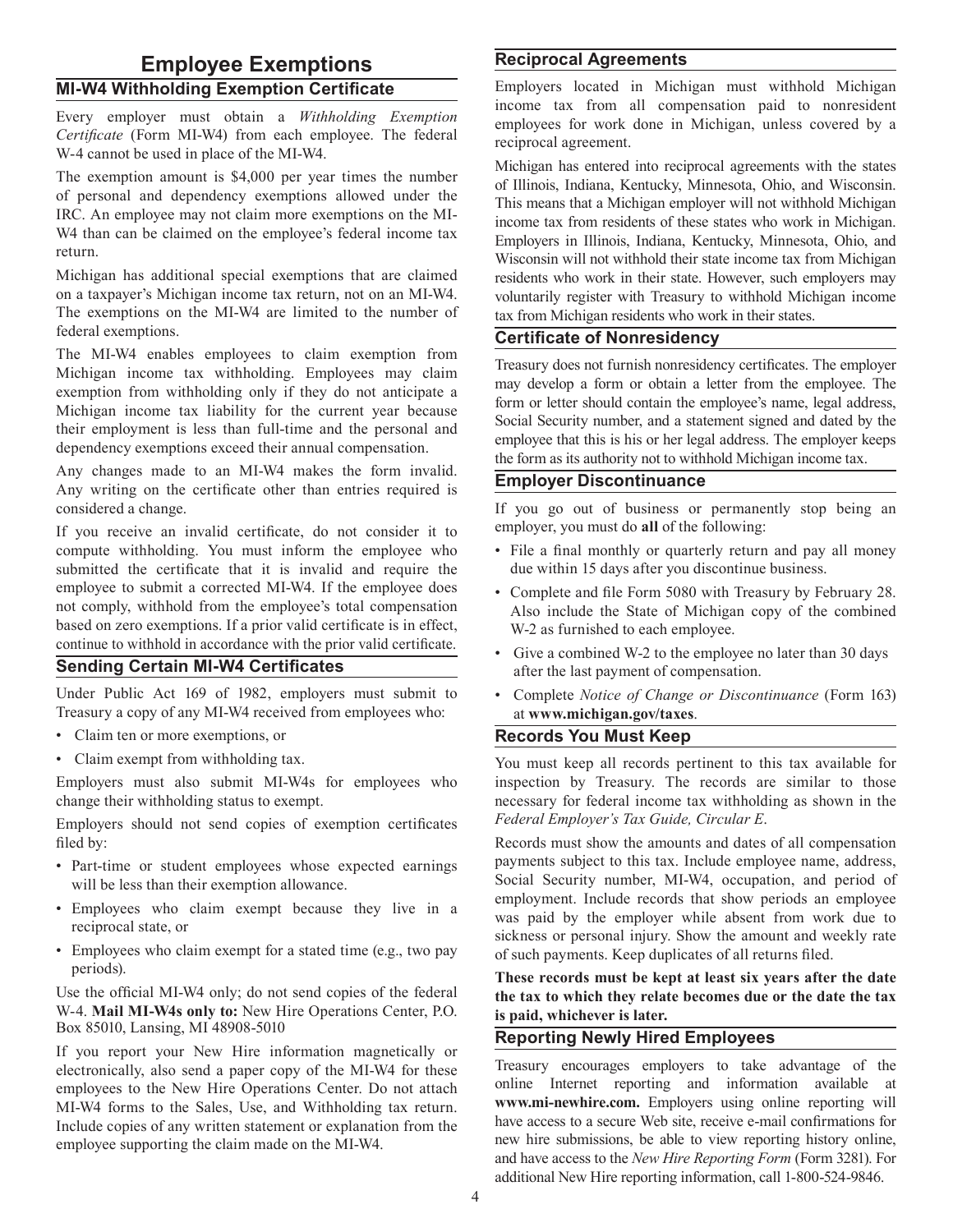# Employee Exemptions

## MI-W4 Withholding Exemption Certificate

Every employer must obtain a *Withholding Exemption Certificate* (Form MI-W4) from each employee. The federal W-4 cannot be used in place of the MI-W4.

The exemption amount is $4,000 per year times the number of personal and dependency exemptions allowed under the IRC. An employee may not claim more exemptions on the MI-W4 than can be claimed on the employee's federal income tax return.

Michigan has additional special exemptions that are claimed on a taxpayer's Michigan income tax return, not on an MI-W4. The exemptions on the MI-W4 are limited to the number of federal exemptions.

The MI-W4 enables employees to claim exemption from Michigan income tax withholding. Employees may claim exemption from withholding only if they do not anticipate a Michigan income tax liability for the current year because their employment is less than full-time and the personal and dependency exemptions exceed their annual compensation.

Any changes made to an MI-W4 makes the form invalid. Any writing on the certificate other than entries required is considered a change.

If you receive an invalid certificate, do not consider it to compute withholding. You must inform the employee who submitted the certificate that it is invalid and require the employee to submit a corrected MI-W4. If the employee does not comply, withhold from the employee's total compensation based on zero exemptions. If a prior valid certificate is in effect, continue to withhold in accordance with the prior valid certificate.

## Sending Certain MI-W4 Certificates

Under Public Act 169 of 1982, employers must submit to Treasury a copy of any MI-W4 received from employees who:

- Claim ten or more exemptions, or
- Claim exempt from withholding tax.

Employers must also submit MI-W4s for employees who change their withholding status to exempt.

Employers should not send copies of exemption certificates filed by:

- Part-time or student employees whose expected earnings will be less than their exemption allowance.
- Employees who claim exempt because they live in a reciprocal state, or
- Employees who claim exempt for a stated time (e.g., two pay periods).

Use the official MI-W4 only; do not send copies of the federal W-4. **Mail MI-W4s only to:** New Hire Operations Center, P.O. Box 85010, Lansing, MI 48908-5010

If you report your New Hire information magnetically or electronically, also send a paper copy of the MI-W4 for these employees to the New Hire Operations Center. Do not attach MI-W4 forms to the Sales, Use, and Withholding tax return. Include copies of any written statement or explanation from the employee supporting the claim made on the MI-W4.

## Reciprocal Agreements

Employers located in Michigan must withhold Michigan income tax from all compensation paid to nonresident employees for work done in Michigan, unless covered by a reciprocal agreement.

Michigan has entered into reciprocal agreements with the states of Illinois, Indiana, Kentucky, Minnesota, Ohio, and Wisconsin. This means that a Michigan employer will not withhold Michigan income tax from residents of these states who work in Michigan. Employers in Illinois, Indiana, Kentucky, Minnesota, Ohio, and Wisconsin will not withhold their state income tax from Michigan residents who work in their state. However, such employers may voluntarily register with Treasury to withhold Michigan income tax from Michigan residents who work in their states.

## Certificate of Nonresidency

Treasury does not furnish nonresidency certificates. The employer may develop a form or obtain a letter from the employee. The form or letter should contain the employee's name, legal address, Social Security number, and a statement signed and dated by the employee that this is his or her legal address. The employer keeps the form as its authority not to withhold Michigan income tax.

## Employer Discontinuance

If you go out of business or permanently stop being an employer, you must do **all** of the following:

- File a final monthly or quarterly return and pay all money due within 15 days after you discontinue business.
- Complete and file Form 5080 with Treasury by February 28. Also include the State of Michigan copy of the combined W-2 as furnished to each employee.
- Give a combined W-2 to the employee no later than 30 days after the last payment of compensation.
- Complete *Notice of Change or Discontinuance* (Form 163) at **www.michigan.gov/taxes**.

## Records You Must Keep

You must keep all records pertinent to this tax available for inspection by Treasury. The records are similar to those necessary for federal income tax withholding as shown in the *Federal Employer's Tax Guide, Circular E*.

Records must show the amounts and dates of all compensation payments subject to this tax. Include employee name, address, Social Security number, MI-W4, occupation, and period of employment. Include records that show periods an employee was paid by the employer while absent from work due to sickness or personal injury. Show the amount and weekly rate of such payments. Keep duplicates of all returns filed.

**These records must be kept at least six years after the date the tax to which they relate becomes due or the date the tax is paid, whichever is later.**

## Reporting Newly Hired Employees

Treasury encourages employers to take advantage of the online Internet reporting and information available at **www.mi-newhire.com.** Employers using online reporting will have access to a secure Web site, receive e-mail confirmations for new hire submissions, be able to view reporting history online, and have access to the *New Hire Reporting Form* (Form 3281). For additional New Hire reporting information, call 1-800-524-9846.